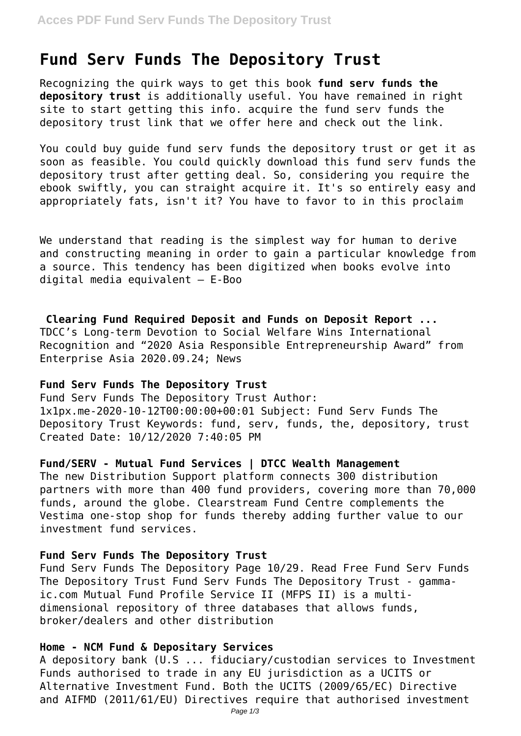# Fund Serv Funds The Depository Trust

Recognizing the quirk ways to get this book **fund serv funds the depository trust** is additionally useful. You have remained in right site to start getting this info. acquire the fund serv funds the depository trust link that we offer here and check out the link.

You could buy guide fund serv funds the depository trust or get it as soon as feasible. You could quickly download this fund serv funds the depository trust after getting deal. So, considering you require the ebook swiftly, you can straight acquire it. It's so entirely easy and appropriately fats, isn't it? You have to favor to in this proclaim

We understand that reading is the simplest way for human to derive and constructing meaning in order to gain a particular knowledge from a source. This tendency has been digitized when books evolve into digital media equivalent – E-Boo

## Clearing Fund Required Deposit and Funds on Deposit Report ...

TDCC's Long-term Devotion to Social Welfare Wins International Recognition and "2020 Asia Responsible Entrepreneurship Award" from Enterprise Asia 2020.09.24; News

## Fund Serv Funds The Depository Trust

Fund Serv Funds The Depository Trust Author: 1x1px.me-2020-10-12T00:00:00+00:01 Subject: Fund Serv Funds The Depository Trust Keywords: fund, serv, funds, the, depository, trust Created Date: 10/12/2020 7:40:05 PM

## Fund/SERV - Mutual Fund Services | DTCC Wealth Management

The new Distribution Support platform connects 300 distribution partners with more than 400 fund providers, covering more than 70,000 funds, around the globe. Clearstream Fund Centre complements the Vestima one-stop shop for funds thereby adding further value to our investment fund services.

## Fund Serv Funds The Depository Trust

Fund Serv Funds The Depository Page 10/29. Read Free Fund Serv Funds The Depository Trust Fund Serv Funds The Depository Trust - gamma-ic.com Mutual Fund Profile Service II (MFPS II) is a multi-dimensional repository of three databases that allows funds, broker/dealers and other distribution

## Home - NCM Fund & Depositary Services

A depository bank (U.S ... fiduciary/custodian services to Investment Funds authorised to trade in any EU jurisdiction as a UCITS or Alternative Investment Fund. Both the UCITS (2009/65/EC) Directive and AIFMD (2011/61/EU) Directives require that authorised investment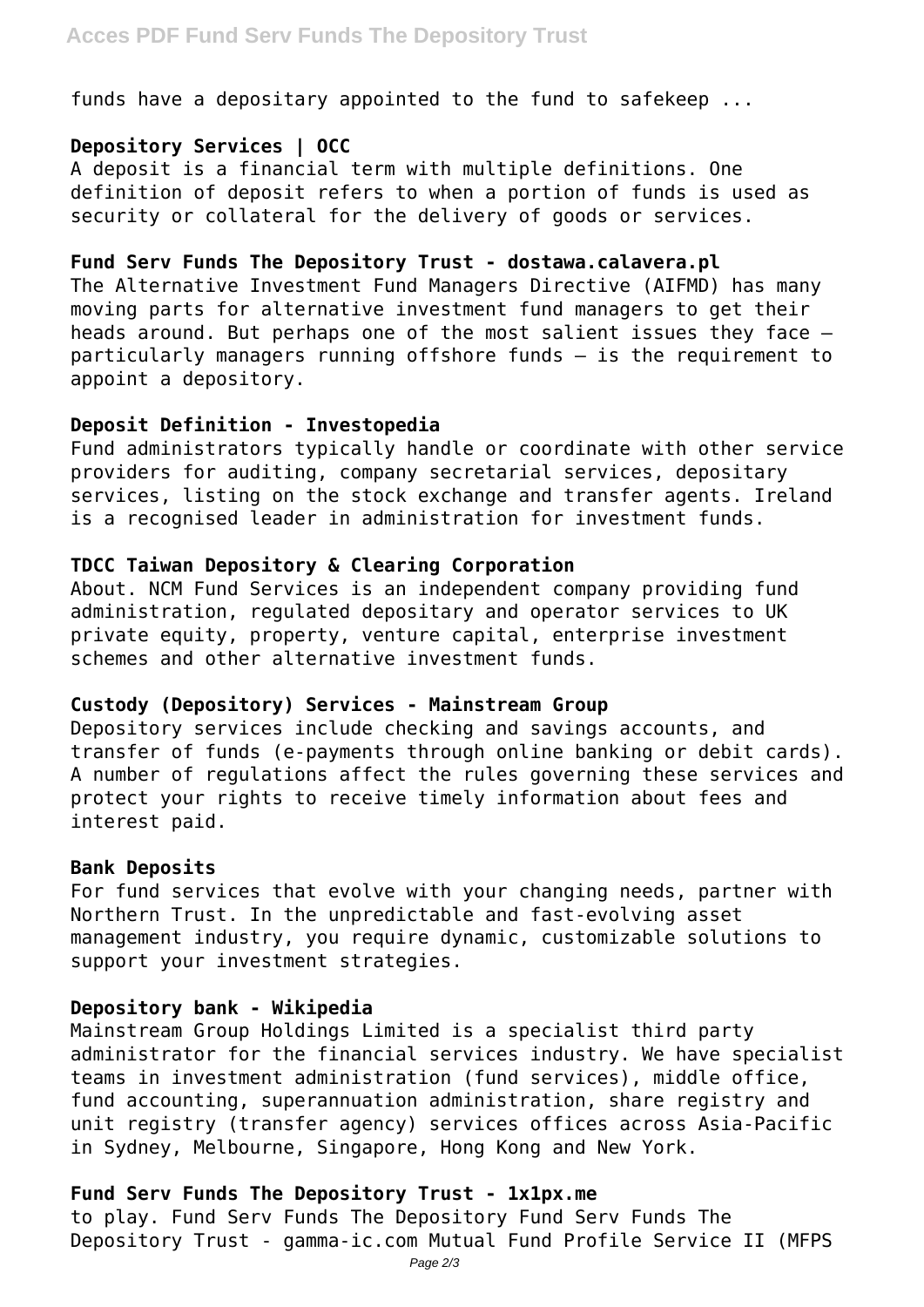funds have a depositary appointed to the fund to safekeep ...

### Depository Services | OCC

A deposit is a financial term with multiple definitions. One definition of deposit refers to when a portion of funds is used as security or collateral for the delivery of goods or services.

### Fund Serv Funds The Depository Trust - dostawa.calavera.pl

The Alternative Investment Fund Managers Directive (AIFMD) has many moving parts for alternative investment fund managers to get their heads around. But perhaps one of the most salient issues they face – particularly managers running offshore funds – is the requirement to appoint a depository.

### Deposit Definition - Investopedia

Fund administrators typically handle or coordinate with other service providers for auditing, company secretarial services, depositary services, listing on the stock exchange and transfer agents. Ireland is a recognised leader in administration for investment funds.

### TDCC Taiwan Depository & Clearing Corporation

About. NCM Fund Services is an independent company providing fund administration, regulated depositary and operator services to UK private equity, property, venture capital, enterprise investment schemes and other alternative investment funds.

### Custody (Depository) Services - Mainstream Group

Depository services include checking and savings accounts, and transfer of funds (e-payments through online banking or debit cards). A number of regulations affect the rules governing these services and protect your rights to receive timely information about fees and interest paid.

### Bank Deposits

For fund services that evolve with your changing needs, partner with Northern Trust. In the unpredictable and fast-evolving asset management industry, you require dynamic, customizable solutions to support your investment strategies.

### Depository bank - Wikipedia

Mainstream Group Holdings Limited is a specialist third party administrator for the financial services industry. We have specialist teams in investment administration (fund services), middle office, fund accounting, superannuation administration, share registry and unit registry (transfer agency) services offices across Asia-Pacific in Sydney, Melbourne, Singapore, Hong Kong and New York.

### Fund Serv Funds The Depository Trust - 1x1px.me

to play. Fund Serv Funds The Depository Fund Serv Funds The Depository Trust - gamma-ic.com Mutual Fund Profile Service II (MFPS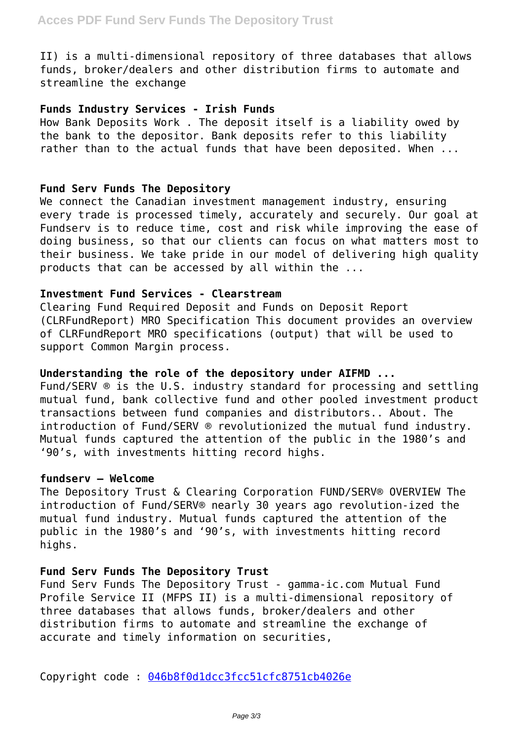II) is a multi-dimensional repository of three databases that allows funds, broker/dealers and other distribution firms to automate and streamline the exchange

**Funds Industry Services - Irish Funds**

How Bank Deposits Work . The deposit itself is a liability owed by the bank to the depositor. Bank deposits refer to this liability rather than to the actual funds that have been deposited. When ...

**Fund Serv Funds The Depository**

We connect the Canadian investment management industry, ensuring every trade is processed timely, accurately and securely. Our goal at Fundserv is to reduce time, cost and risk while improving the ease of doing business, so that our clients can focus on what matters most to their business. We take pride in our model of delivering high quality products that can be accessed by all within the ...

**Investment Fund Services - Clearstream**

Clearing Fund Required Deposit and Funds on Deposit Report (CLRFundReport) MRO Specification This document provides an overview of CLRFundReport MRO specifications (output) that will be used to support Common Margin process.

**Understanding the role of the depository under AIFMD ...**

Fund/SERV ® is the U.S. industry standard for processing and settling mutual fund, bank collective fund and other pooled investment product transactions between fund companies and distributors.. About. The introduction of Fund/SERV ® revolutionized the mutual fund industry. Mutual funds captured the attention of the public in the 1980's and '90's, with investments hitting record highs.

**fundserv – Welcome**

The Depository Trust & Clearing Corporation FUND/SERV® OVERVIEW The introduction of Fund/SERV® nearly 30 years ago revolution-ized the mutual fund industry. Mutual funds captured the attention of the public in the 1980's and '90's, with investments hitting record highs.

**Fund Serv Funds The Depository Trust**

Fund Serv Funds The Depository Trust - gamma-ic.com Mutual Fund Profile Service II (MFPS II) is a multi-dimensional repository of three databases that allows funds, broker/dealers and other distribution firms to automate and streamline the exchange of accurate and timely information on securities,

Copyright code : 046b8f0d1dcc3fcc51cfc8751cb4026e